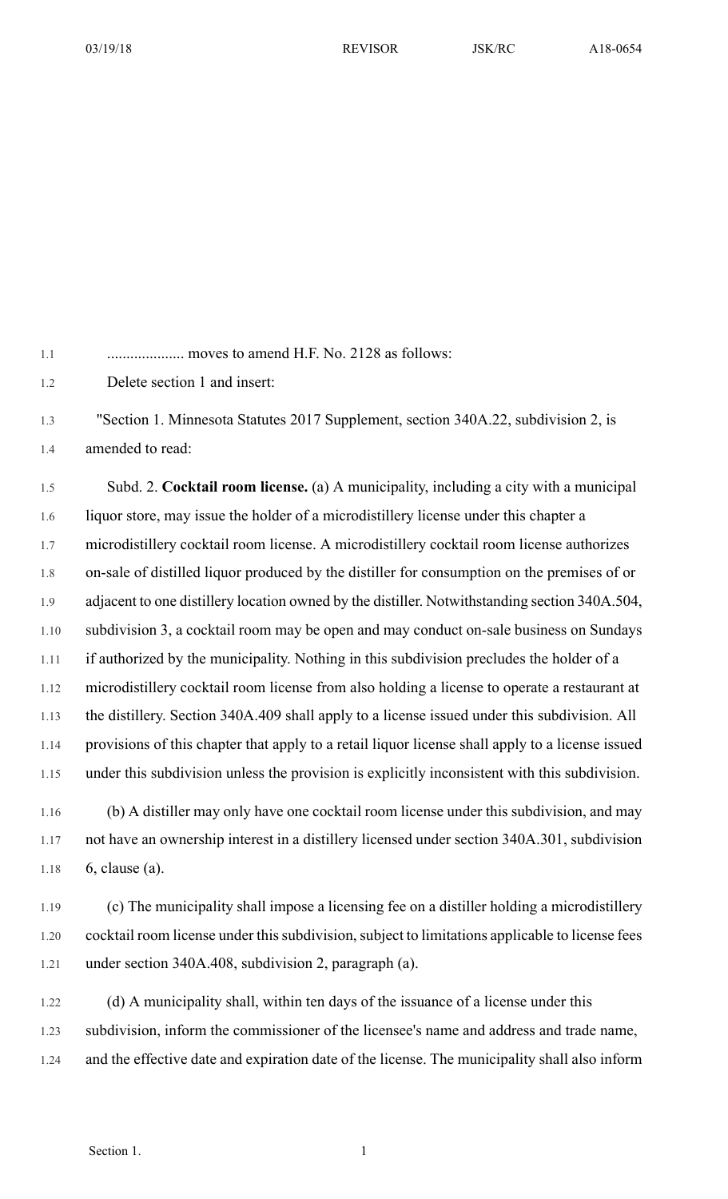.................... moves to amend H.F. No. 2128 as follows:

Delete section 1 and insert:

"Section 1. Minnesota Statutes 2017 Supplement, section 340A.22, subdivision 2, is amended to read:

Subd. 2. **Cocktail room license.** (a) A municipality, including a city with a municipal liquor store, may issue the holder of a microdistillery license under this chapter a microdistillery cocktail room license. A microdistillery cocktail room license authorizes on-sale of distilled liquor produced by the distiller for consumption on the premises of or adjacent to one distillery location owned by the distiller. Notwithstanding section 340A.504, subdivision 3, a cocktail room may be open and may conduct on-sale business on Sundays if authorized by the municipality. Nothing in this subdivision precludes the holder of a microdistillery cocktail room license from also holding a license to operate a restaurant at the distillery. Section 340A.409 shall apply to a license issued under this subdivision. All provisions of this chapter that apply to a retail liquor license shall apply to a license issued under this subdivision unless the provision is explicitly inconsistent with this subdivision.

(b) A distiller may only have one cocktail room license under this subdivision, and may not have an ownership interest in a distillery licensed under section 340A.301, subdivision 6, clause (a).

(c) The municipality shall impose a licensing fee on a distiller holding a microdistillery cocktail room license under this subdivision, subject to limitations applicable to license fees under section 340A.408, subdivision 2, paragraph (a).

(d) A municipality shall, within ten days of the issuance of a license under this subdivision, inform the commissioner of the licensee's name and address and trade name, and the effective date and expiration date of the license. The municipality shall also inform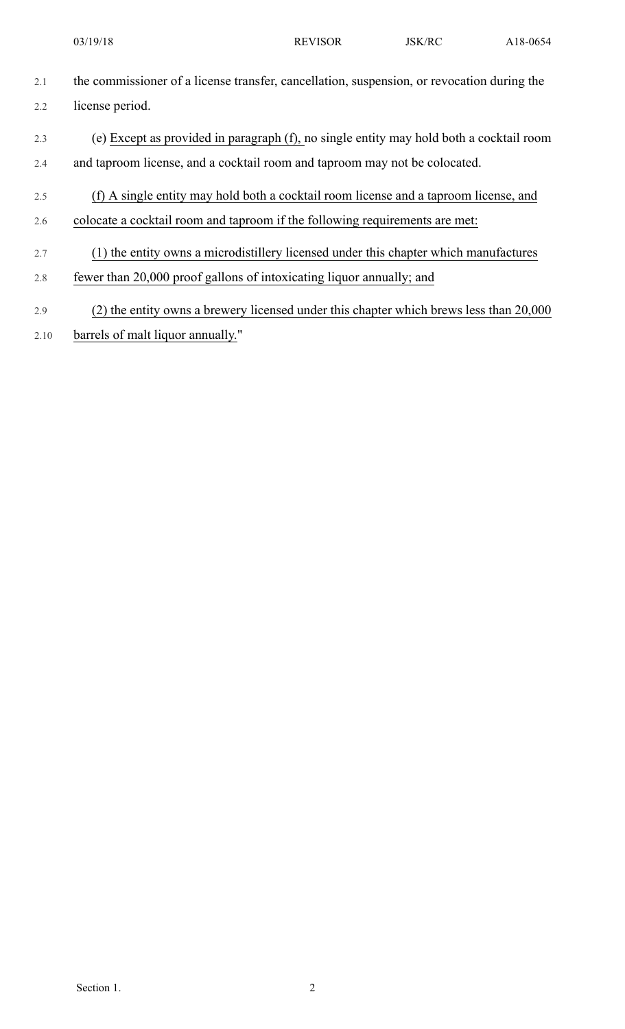the commissioner of a license transfer, cancellation, suspension, or revocation during the license period.

(e) Except as provided in paragraph (f), no single entity may hold both a cocktail room and taproom license, and a cocktail room and taproom may not be colocated.

(f) A single entity may hold both a cocktail room license and a taproom license, and colocate a cocktail room and taproom if the following requirements are met:

(1) the entity owns a microdistillery licensed under this chapter which manufactures fewer than 20,000 proof gallons of intoxicating liquor annually; and

(2) the entity owns a brewery licensed under this chapter which brews less than 20,000 barrels of malt liquor annually."